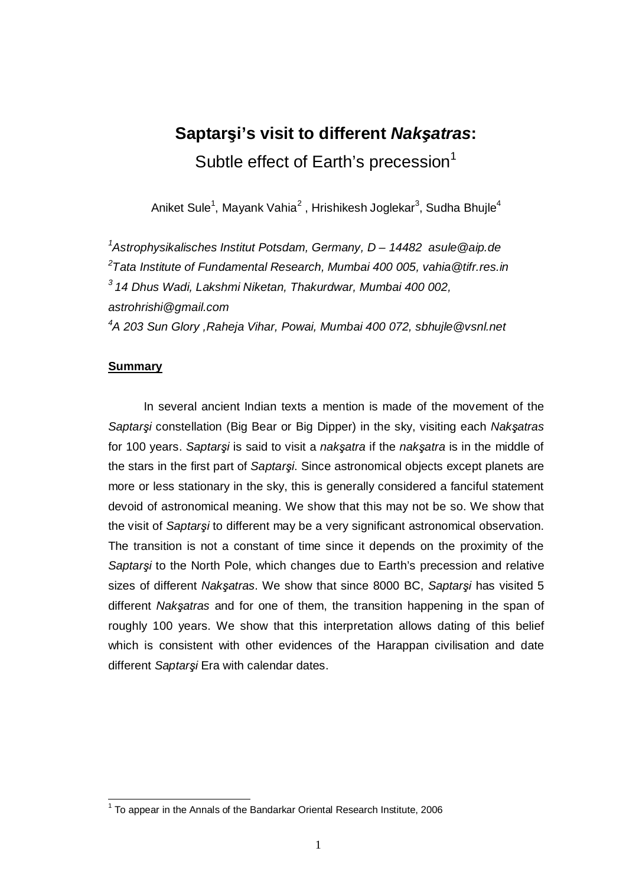# Saptarşi's visit to different *Nakşatras*:

## Subtle effect of Earth's precession[1]

Aniket Sule[1], Mayank Vahia[2], Hrishikesh Joglekar[3], Sudha Bhujle[4]

*[1]Astrophysikalisches Institut Potsdam, Germany, D – 14482 asule@aip.de*
*[2]Tata Institute of Fundamental Research, Mumbai 400 005, vahia@tifr.res.in*
*[3] 14 Dhus Wadi, Lakshmi Niketan, Thakurdwar, Mumbai 400 002, astrohrishi@gmail.com*
*[4]A 203 Sun Glory ,Raheja Vihar, Powai, Mumbai 400 072, sbhujle@vsnl.net*

**Summary**

In several ancient Indian texts a mention is made of the movement of the *Saptarşi* constellation (Big Bear or Big Dipper) in the sky, visiting each *Nakşatras* for 100 years. *Saptarşi* is said to visit a *nakşatra* if the *nakşatra* is in the middle of the stars in the first part of *Saptarşi*. Since astronomical objects except planets are more or less stationary in the sky, this is generally considered a fanciful statement devoid of astronomical meaning. We show that this may not be so. We show that the visit of *Saptarşi* to different may be a very significant astronomical observation. The transition is not a constant of time since it depends on the proximity of the *Saptarşi* to the North Pole, which changes due to Earth's precession and relative sizes of different *Nakşatras*. We show that since 8000 BC, *Saptarşi* has visited 5 different *Nakşatras* and for one of them, the transition happening in the span of roughly 100 years. We show that this interpretation allows dating of this belief which is consistent with other evidences of the Harappan civilisation and date different *Saptarşi* Era with calendar dates.

[1] To appear in the Annals of the Bandarkar Oriental Research Institute, 2006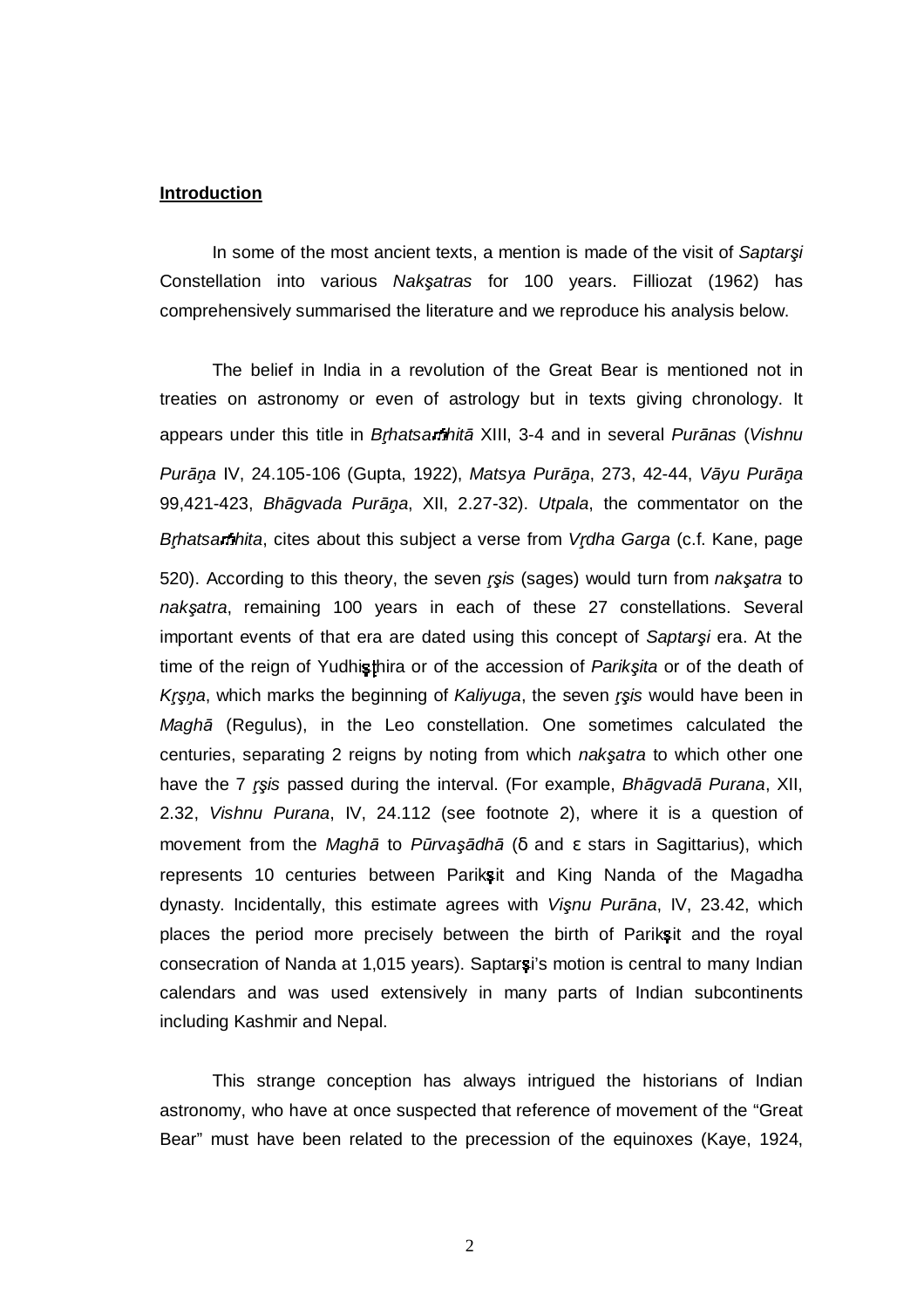**Introduction**

In some of the most ancient texts, a mention is made of the visit of *Saptarşi* Constellation into various *Nakşatras* for 100 years. Filliozat (1962) has comprehensively summarised the literature and we reproduce his analysis below.

The belief in India in a revolution of the Great Bear is mentioned not in treaties on astronomy or even of astrology but in texts giving chronology. It appears under this title in *Bŗhatsaṁhitā* XIII, 3-4 and in several *Purānas* (*Vishnu Purāņa* IV, 24.105-106 (Gupta, 1922), *Matsya Purāņa*, 273, 42-44, *Vāyu Purāņa* 99,421-423, *Bhāgvada Purāņa*, XII, 2.27-32). *Utpala*, the commentator on the *Bŗhatsaṁhita*, cites about this subject a verse from *Vŗdha Garga* (c.f. Kane, page 520). According to this theory, the seven *ŗşis* (sages) would turn from *nakşatra* to *nakşatra*, remaining 100 years in each of these 27 constellations. Several important events of that era are dated using this concept of *Saptarşi* era. At the time of the reign of Yudhişţhira or of the accession of *Parikşita* or of the death of *Kŗşņa*, which marks the beginning of *Kaliyuga*, the seven *ŗşis* would have been in *Maghā* (Regulus), in the Leo constellation. One sometimes calculated the centuries, separating 2 reigns by noting from which *nakşatra* to which other one have the 7 *ŗşis* passed during the interval. (For example, *Bhāgvadā Purana*, XII, 2.32, *Vishnu Purana*, IV, 24.112 (see footnote 2), where it is a question of movement from the *Maghā* to *Pūrvaşādhā* (δ and ε stars in Sagittarius), which represents 10 centuries between Parikşit and King Nanda of the Magadha dynasty. Incidentally, this estimate agrees with *Vişnu Purāna*, IV, 23.42, which places the period more precisely between the birth of Parikşit and the royal consecration of Nanda at 1,015 years). Saptarşi's motion is central to many Indian calendars and was used extensively in many parts of Indian subcontinents including Kashmir and Nepal.

This strange conception has always intrigued the historians of Indian astronomy, who have at once suspected that reference of movement of the "Great Bear" must have been related to the precession of the equinoxes (Kaye, 1924,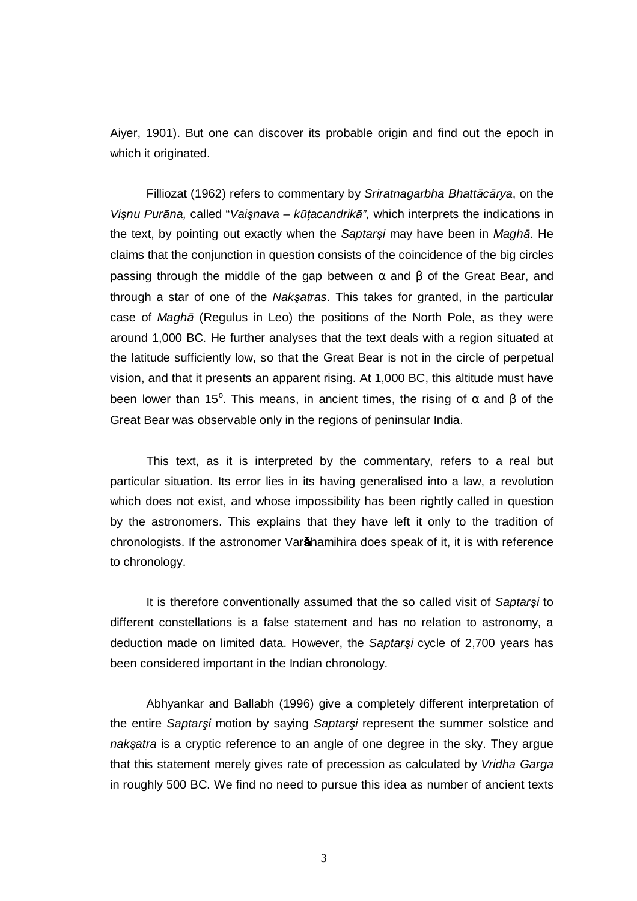Aiyer, 1901). But one can discover its probable origin and find out the epoch in which it originated.

Filliozat (1962) refers to commentary by *Sriratnagarbha Bhattācārya*, on the *Vişnu Purāna,* called "*Vaişnava – kūṭacandrikā",* which interprets the indications in the text, by pointing out exactly when the *Saptarşi* may have been in *Maghā*. He claims that the conjunction in question consists of the coincidence of the big circles passing through the middle of the gap between α and β of the Great Bear, and through a star of one of the *Nakşatras*. This takes for granted, in the particular case of *Maghā* (Regulus in Leo) the positions of the North Pole, as they were around 1,000 BC. He further analyses that the text deals with a region situated at the latitude sufficiently low, so that the Great Bear is not in the circle of perpetual vision, and that it presents an apparent rising. At 1,000 BC, this altitude must have been lower than 15$^{o}$. This means, in ancient times, the rising of α and β of the Great Bear was observable only in the regions of peninsular India.

This text, as it is interpreted by the commentary, refers to a real but particular situation. Its error lies in its having generalised into a law, a revolution which does not exist, and whose impossibility has been rightly called in question by the astronomers. This explains that they have left it only to the tradition of chronologists. If the astronomer Varāhamihira does speak of it, it is with reference to chronology.

It is therefore conventionally assumed that the so called visit of *Saptarşi* to different constellations is a false statement and has no relation to astronomy, a deduction made on limited data. However, the *Saptarşi* cycle of 2,700 years has been considered important in the Indian chronology.

Abhyankar and Ballabh (1996) give a completely different interpretation of the entire *Saptarşi* motion by saying *Saptarşi* represent the summer solstice and *nakşatra* is a cryptic reference to an angle of one degree in the sky. They argue that this statement merely gives rate of precession as calculated by *Vridha Garga* in roughly 500 BC. We find no need to pursue this idea as number of ancient texts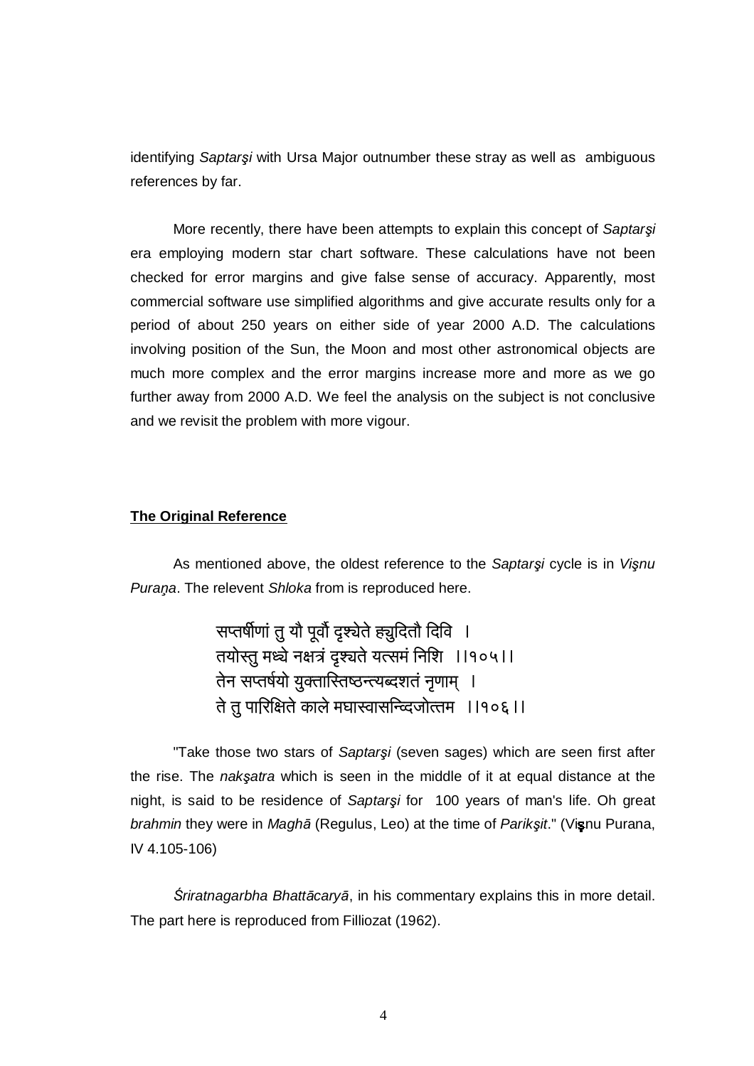identifying *Saptarşi* with Ursa Major outnumber these stray as well as ambiguous references by far.

More recently, there have been attempts to explain this concept of *Saptarşi* era employing modern star chart software. These calculations have not been checked for error margins and give false sense of accuracy. Apparently, most commercial software use simplified algorithms and give accurate results only for a period of about 250 years on either side of year 2000 A.D. The calculations involving position of the Sun, the Moon and most other astronomical objects are much more complex and the error margins increase more and more as we go further away from 2000 A.D. We feel the analysis on the subject is not conclusive and we revisit the problem with more vigour.

**The Original Reference**

As mentioned above, the oldest reference to the *Saptarşi* cycle is in *Vişnu Puraņa*. The relevent *Shloka* from is reproduced here.

> सप्तर्षीणां तु यौ पूर्वौ दृश्येते ह्युदितौ दिवि ।
> तयोस्तु मध्ये नक्षत्रं दृश्यते यत्समं निशि ॥१०५॥
> तेन सप्तर्षयो युक्तास्तिष्ठन्त्यब्दशतं नृणाम् ।
> ते तु पारिक्षिते काले मघास्वासन्द्विजोत्तम ॥१०६॥

"Take those two stars of *Saptarşi* (seven sages) which are seen first after the rise. The *nakşatra* which is seen in the middle of it at equal distance at the night, is said to be residence of *Saptarşi* for 100 years of man's life. Oh great *brahmin* they were in *Maghā* (Regulus, Leo) at the time of *Parikşit*." (Vişnu Purana, IV 4.105-106)

*Śriratnagarbha Bhattācaryā*, in his commentary explains this in more detail. The part here is reproduced from Filliozat (1962).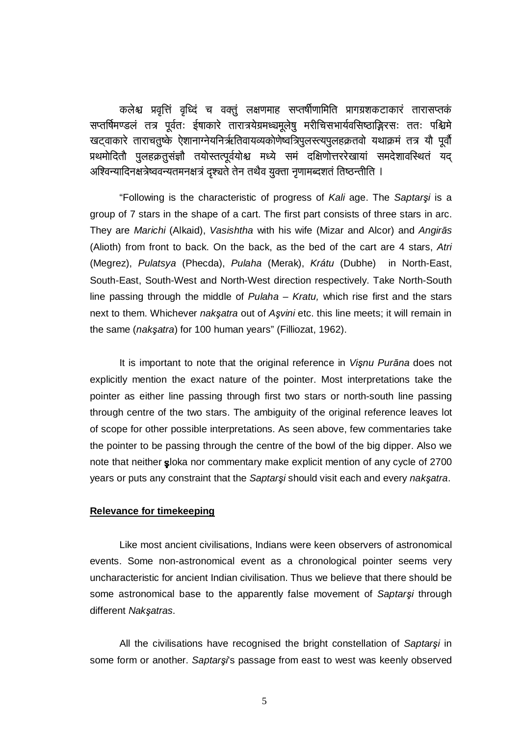कलेश्च प्रवृत्तिं वृध्दिं च वक्तुं लक्षणमाह सप्तर्षीणामिति प्रागग्रशकटाकारं तारासप्तकं सप्तर्षिमण्डलं तत्र पूर्वतः ईषाकारे तारात्रयेग्रमध्यमूलेषु मरीचिसभार्यवसिष्ठाङ्गिरसः ततः पश्चिमे खट्वाकारे ताराचतुष्के ऐशानाग्नेयनिर्ऋतिवायव्यकोणेष्वत्रिपुलस्त्यपुलहक्रतवो यथाक्रमं तत्र यौ पूर्वौ प्रथमोदितौ पुलहक्रतुसंज्ञौ तयोस्तत्पूर्वयोश्च मध्ये समं दक्षिणोत्तररेखायां समदेशावस्थितं यद् अश्विन्यादिनक्षत्रेष्ववन्यतमनक्षत्रं दृश्यते तेन तथैव युक्ता नृणामब्दशतं तिष्ठन्तीति ।

"Following is the characteristic of progress of *Kali* age. The *Saptarşi* is a group of 7 stars in the shape of a cart. The first part consists of three stars in arc. They are *Marichi* (Alkaid), *Vasishtha* with his wife (Mizar and Alcor) and *Angirās* (Alioth) from front to back. On the back, as the bed of the cart are 4 stars, *Atri* (Megrez), *Pulatsya* (Phecda), *Pulaha* (Merak), *Krátu* (Dubhe) in North-East, South-East, South-West and North-West direction respectively. Take North-South line passing through the middle of *Pulaha – Kratu,* which rise first and the stars next to them. Whichever *nakşatra* out of *Aşvini* etc. this line meets; it will remain in the same (*nakşatra*) for 100 human years" (Filliozat, 1962).

It is important to note that the original reference in *Vişnu Purāna* does not explicitly mention the exact nature of the pointer. Most interpretations take the pointer as either line passing through first two stars or north-south line passing through centre of the two stars. The ambiguity of the original reference leaves lot of scope for other possible interpretations. As seen above, few commentaries take the pointer to be passing through the centre of the bowl of the big dipper. Also we note that neither śloka nor commentary make explicit mention of any cycle of 2700 years or puts any constraint that the *Saptarşi* should visit each and every *nakşatra*.

**Relevance for timekeeping**

Like most ancient civilisations, Indians were keen observers of astronomical events. Some non-astronomical event as a chronological pointer seems very uncharacteristic for ancient Indian civilisation. Thus we believe that there should be some astronomical base to the apparently false movement of *Saptarşi* through different *Nakşatras*.

All the civilisations have recognised the bright constellation of *Saptarşi* in some form or another. *Saptarşi*'s passage from east to west was keenly observed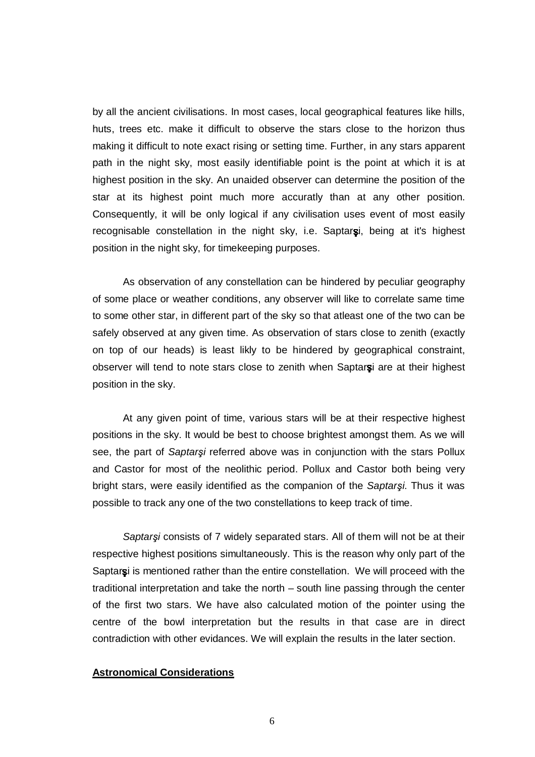by all the ancient civilisations. In most cases, local geographical features like hills, huts, trees etc. make it difficult to observe the stars close to the horizon thus making it difficult to note exact rising or setting time. Further, in any stars apparent path in the night sky, most easily identifiable point is the point at which it is at highest position in the sky. An unaided observer can determine the position of the star at its highest point much more accuratly than at any other position. Consequently, it will be only logical if any civilisation uses event of most easily recognisable constellation in the night sky, i.e. Saptarşi, being at it's highest position in the night sky, for timekeeping purposes.

As observation of any constellation can be hindered by peculiar geography of some place or weather conditions, any observer will like to correlate same time to some other star, in different part of the sky so that atleast one of the two can be safely observed at any given time. As observation of stars close to zenith (exactly on top of our heads) is least likly to be hindered by geographical constraint, observer will tend to note stars close to zenith when Saptarşi are at their highest position in the sky.

At any given point of time, various stars will be at their respective highest positions in the sky. It would be best to choose brightest amongst them. As we will see, the part of *Saptarşi* referred above was in conjunction with the stars Pollux and Castor for most of the neolithic period. Pollux and Castor both being very bright stars, were easily identified as the companion of the *Saptarşi*. Thus it was possible to track any one of the two constellations to keep track of time.

*Saptarşi* consists of 7 widely separated stars. All of them will not be at their respective highest positions simultaneously. This is the reason why only part of the Saptarşi is mentioned rather than the entire constellation. We will proceed with the traditional interpretation and take the north – south line passing through the center of the first two stars. We have also calculated motion of the pointer using the centre of the bowl interpretation but the results in that case are in direct contradiction with other evidances. We will explain the results in the later section.

## Astronomical Considerations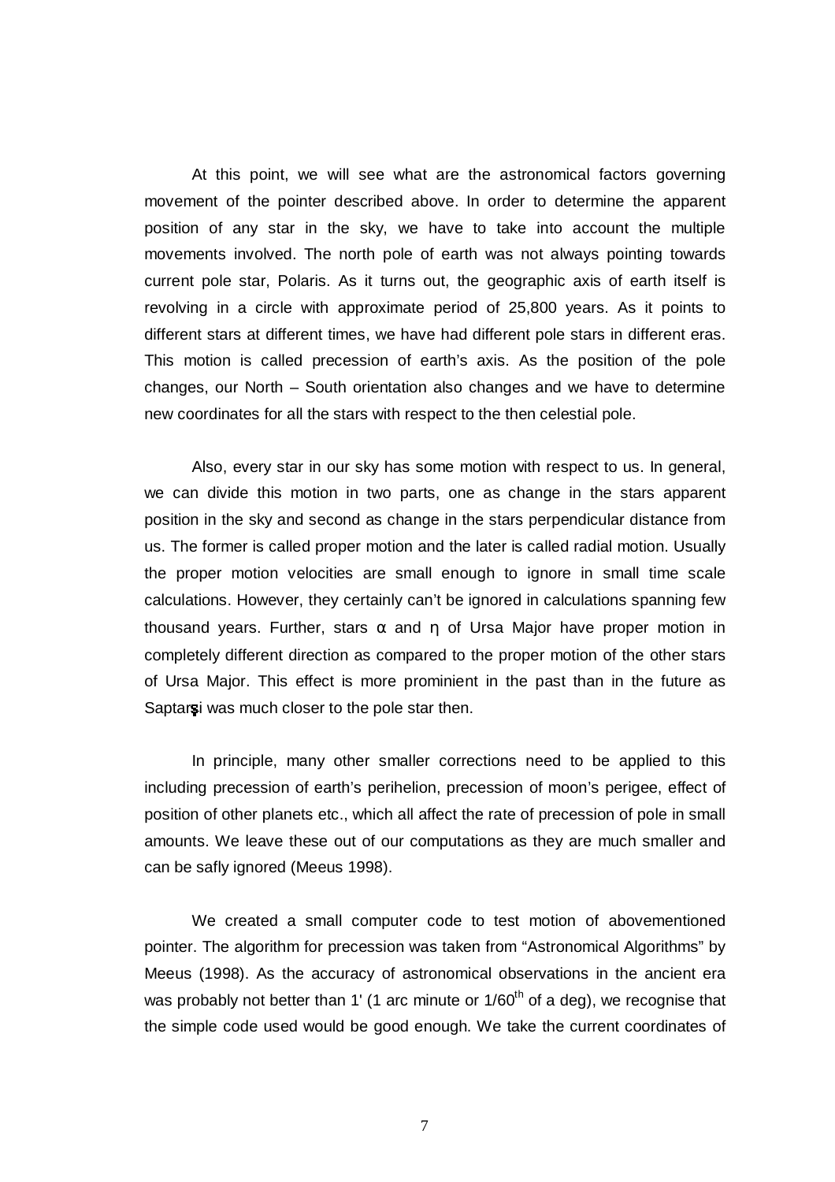At this point, we will see what are the astronomical factors governing movement of the pointer described above. In order to determine the apparent position of any star in the sky, we have to take into account the multiple movements involved. The north pole of earth was not always pointing towards current pole star, Polaris. As it turns out, the geographic axis of earth itself is revolving in a circle with approximate period of 25,800 years. As it points to different stars at different times, we have had different pole stars in different eras. This motion is called precession of earth's axis. As the position of the pole changes, our North – South orientation also changes and we have to determine new coordinates for all the stars with respect to the then celestial pole.

Also, every star in our sky has some motion with respect to us. In general, we can divide this motion in two parts, one as change in the stars apparent position in the sky and second as change in the stars perpendicular distance from us. The former is called proper motion and the later is called radial motion. Usually the proper motion velocities are small enough to ignore in small time scale calculations. However, they certainly can't be ignored in calculations spanning few thousand years. Further, stars $\alpha$ and $\eta$ of Ursa Major have proper motion in completely different direction as compared to the proper motion of the other stars of Ursa Major. This effect is more prominient in the past than in the future as Saptarṣi was much closer to the pole star then.

In principle, many other smaller corrections need to be applied to this including precession of earth's perihelion, precession of moon's perigee, effect of position of other planets etc., which all affect the rate of precession of pole in small amounts. We leave these out of our computations as they are much smaller and can be safly ignored (Meeus 1998).

We created a small computer code to test motion of abovementioned pointer. The algorithm for precession was taken from "Astronomical Algorithms" by Meeus (1998). As the accuracy of astronomical observations in the ancient era was probably not better than 1' (1 arc minute or 1/60$^{th}$ of a deg), we recognise that the simple code used would be good enough. We take the current coordinates of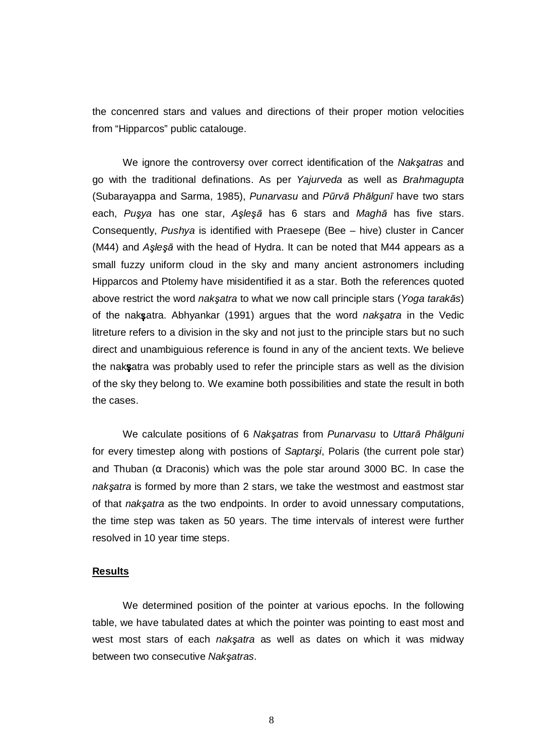the concenred stars and values and directions of their proper motion velocities from "Hipparcos" public catalouge.

We ignore the controversy over correct identification of the *Nakşatras* and go with the traditional definations. As per *Yajurveda* as well as *Brahmagupta* (Subarayappa and Sarma, 1985), *Punarvasu* and *Pūrvā Phālgunī* have two stars each, *Puşya* has one star, *Aşleşā* has 6 stars and *Maghā* has five stars. Consequently, *Pushya* is identified with Praesepe (Bee – hive) cluster in Cancer (M44) and *Aşleşā* with the head of Hydra. It can be noted that M44 appears as a small fuzzy uniform cloud in the sky and many ancient astronomers including Hipparcos and Ptolemy have misidentified it as a star. Both the references quoted above restrict the word *nakşatra* to what we now call principle stars (*Yoga tarakās*) of the nakşatra. Abhyankar (1991) argues that the word *nakşatra* in the Vedic litreture refers to a division in the sky and not just to the principle stars but no such direct and unambiguious reference is found in any of the ancient texts. We believe the nakşatra was probably used to refer the principle stars as well as the division of the sky they belong to. We examine both possibilities and state the result in both the cases.

We calculate positions of 6 *Nakşatras* from *Punarvasu* to *Uttarā Phālguni* for every timestep along with postions of *Saptarşi*, Polaris (the current pole star) and Thuban (α Draconis) which was the pole star around 3000 BC. In case the *nakşatra* is formed by more than 2 stars, we take the westmost and eastmost star of that *nakşatra* as the two endpoints. In order to avoid unnessary computations, the time step was taken as 50 years. The time intervals of interest were further resolved in 10 year time steps.

## **Results**

We determined position of the pointer at various epochs. In the following table, we have tabulated dates at which the pointer was pointing to east most and west most stars of each *nakşatra* as well as dates on which it was midway between two consecutive *Nakşatras*.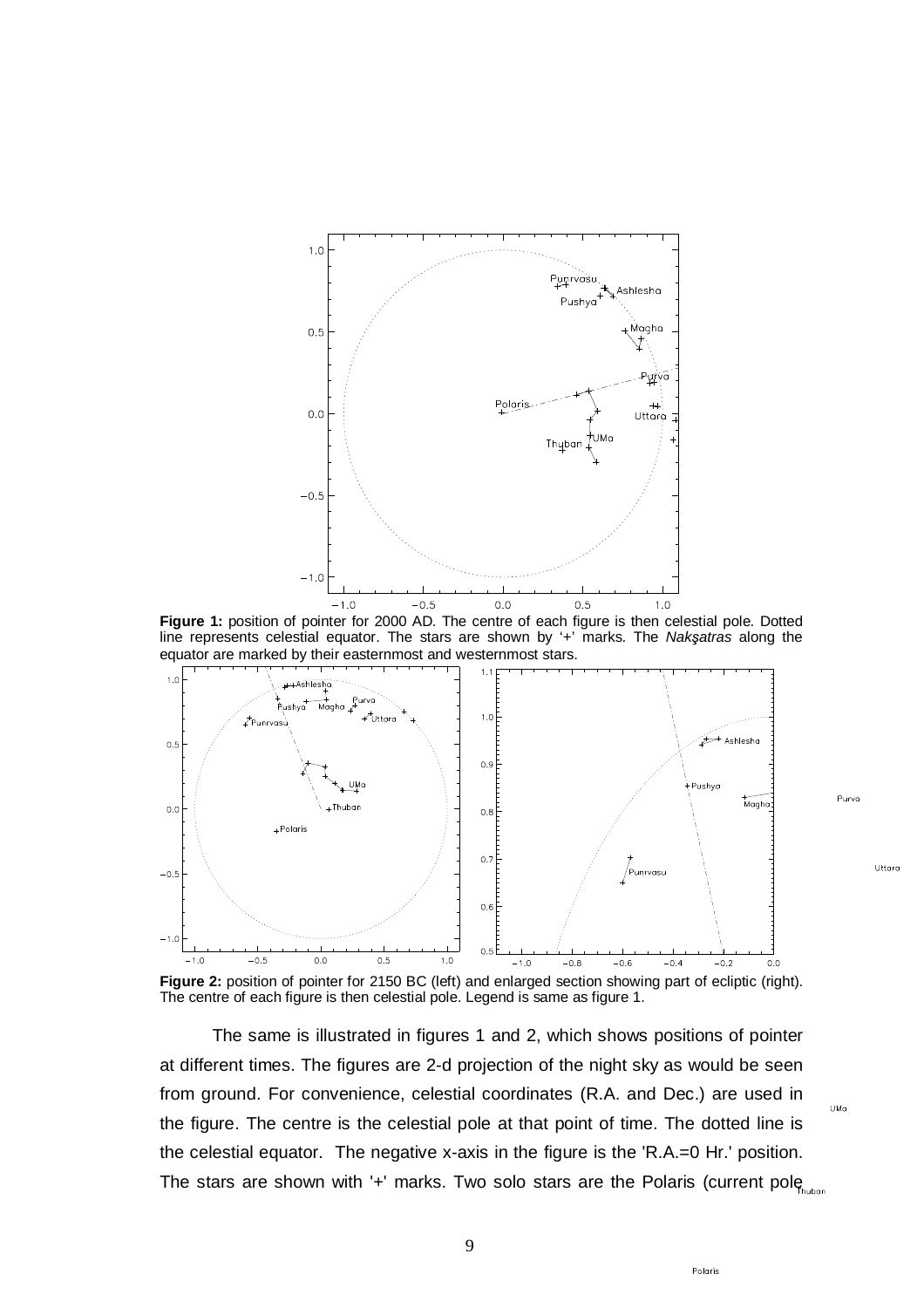**Figure 1:** position of pointer for 2000 AD. The centre of each figure is then celestial pole. Dotted line represents celestial equator. The stars are shown by '+' marks. The *Nakşatras* along the equator are marked by their easternmost and westernmost stars.

**Figure 2:** position of pointer for 2150 BC (left) and enlarged section showing part of ecliptic (right). The centre of each figure is then celestial pole. Legend is same as figure 1.

The same is illustrated in figures 1 and 2, which shows positions of pointer at different times. The figures are 2-d projection of the night sky as would be seen from ground. For convenience, celestial coordinates (R.A. and Dec.) are used in the figure. The centre is the celestial pole at that point of time. The dotted line is the celestial equator. The negative x-axis in the figure is the 'R.A.=0 Hr.' position. The stars are shown with '+' marks. Two solo stars are the Polaris (current pole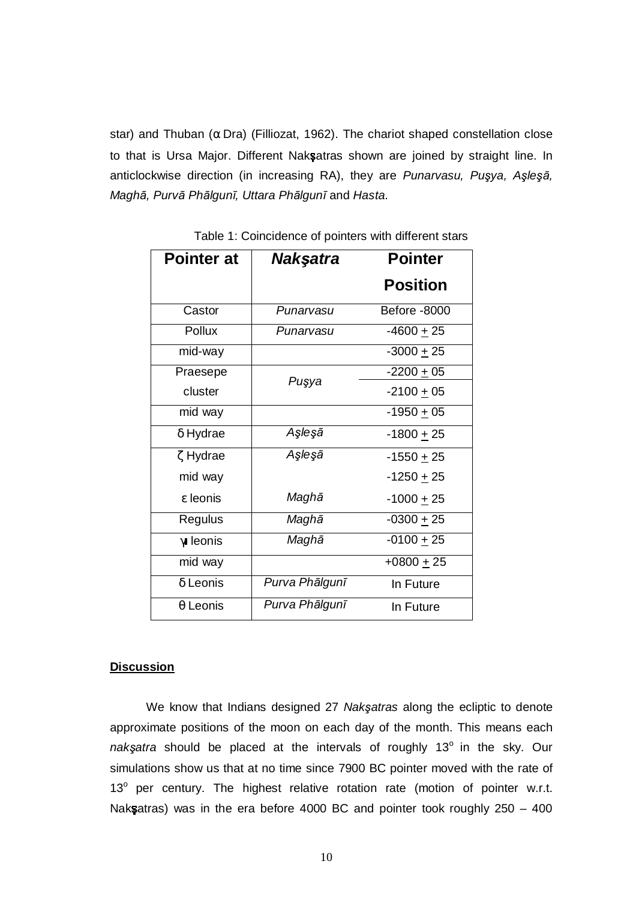star) and Thuban (α Dra) (Filliozat, 1962). The chariot shaped constellation close to that is Ursa Major. Different Nakşatras shown are joined by straight line. In anticlockwise direction (in increasing RA), they are *Punarvasu, Puşya, Aşleşā, Maghā, Purvā Phālgunī, Uttara Phālgunī* and *Hasta*.

Table 1: Coincidence of pointers with different stars

| Pointer at | *Nakşatra* | Pointer Position |
|---|---|---|
| Castor | *Punarvasu* | Before -8000 |
| Pollux | *Punarvasu* | -4600 ± 25 |
| mid-way | | -3000 ± 25 |
| Praesepe cluster | *Puşya* | -2200 ± 05 |
| | | -2100 ± 05 |
| mid way | | -1950 ± 05 |
| δ Hydrae | *Aşleşā* | -1800 ± 25 |
| ζ Hydrae | *Aşleşā* | -1550 ± 25 |
| mid way | | -1250 ± 25 |
| ε leonis | *Maghā* | -1000 ± 25 |
| Regulus | *Maghā* | -0300 ± 25 |
| γ leonis | *Maghā* | -0100 ± 25 |
| mid way | | +0800 ± 25 |
| δ Leonis | *Purva Phālgunī* | In Future |
| θ Leonis | *Purva Phālgunī* | In Future |

**Discussion**

We know that Indians designed 27 *Nakşatras* along the ecliptic to denote approximate positions of the moon on each day of the month. This means each *nakşatra* should be placed at the intervals of roughly 13° in the sky. Our simulations show us that at no time since 7900 BC pointer moved with the rate of 13° per century. The highest relative rotation rate (motion of pointer w.r.t. Nakşatras) was in the era before 4000 BC and pointer took roughly 250 – 400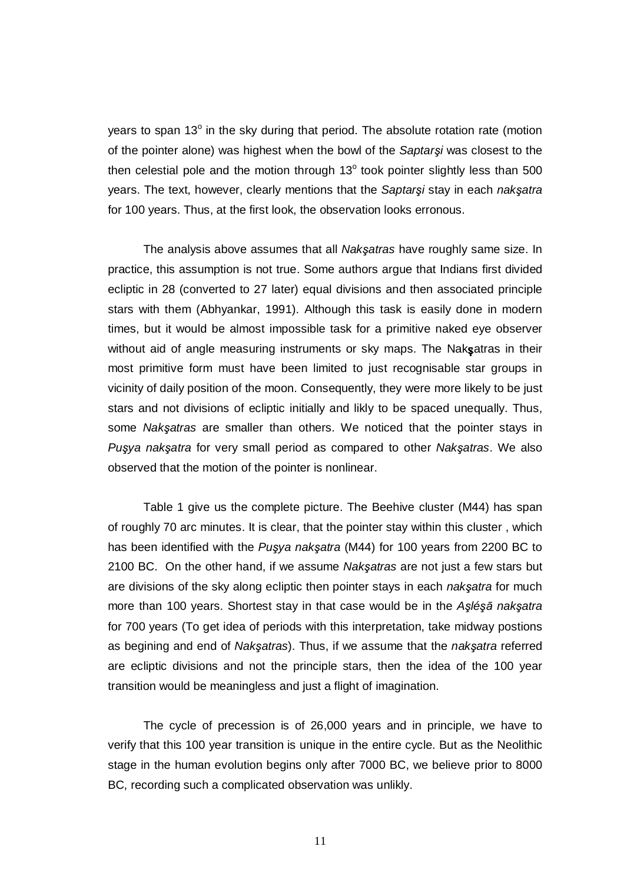years to span $13^o$ in the sky during that period. The absolute rotation rate (motion of the pointer alone) was highest when the bowl of the *Saptarşi* was closest to the then celestial pole and the motion through $13^o$ took pointer slightly less than 500 years. The text, however, clearly mentions that the *Saptarşi* stay in each *nakşatra* for 100 years. Thus, at the first look, the observation looks erronous.

The analysis above assumes that all *Nakşatras* have roughly same size. In practice, this assumption is not true. Some authors argue that Indians first divided ecliptic in 28 (converted to 27 later) equal divisions and then associated principle stars with them (Abhyankar, 1991). Although this task is easily done in modern times, but it would be almost impossible task for a primitive naked eye observer without aid of angle measuring instruments or sky maps. The Nakşatras in their most primitive form must have been limited to just recognisable star groups in vicinity of daily position of the moon. Consequently, they were more likely to be just stars and not divisions of ecliptic initially and likly to be spaced unequally. Thus, some *Nakşatras* are smaller than others. We noticed that the pointer stays in *Puşya nakşatra* for very small period as compared to other *Nakşatras*. We also observed that the motion of the pointer is nonlinear.

Table 1 give us the complete picture. The Beehive cluster (M44) has span of roughly 70 arc minutes. It is clear, that the pointer stay within this cluster , which has been identified with the *Puşya nakşatra* (M44) for 100 years from 2200 BC to 2100 BC. On the other hand, if we assume *Nakşatras* are not just a few stars but are divisions of the sky along ecliptic then pointer stays in each *nakşatra* for much more than 100 years. Shortest stay in that case would be in the *Aşléşā nakşatra* for 700 years (To get idea of periods with this interpretation, take midway postions as begining and end of *Nakşatras*). Thus, if we assume that the *nakşatra* referred are ecliptic divisions and not the principle stars, then the idea of the 100 year transition would be meaningless and just a flight of imagination.

The cycle of precession is of 26,000 years and in principle, we have to verify that this 100 year transition is unique in the entire cycle. But as the Neolithic stage in the human evolution begins only after 7000 BC, we believe prior to 8000 BC, recording such a complicated observation was unlikly.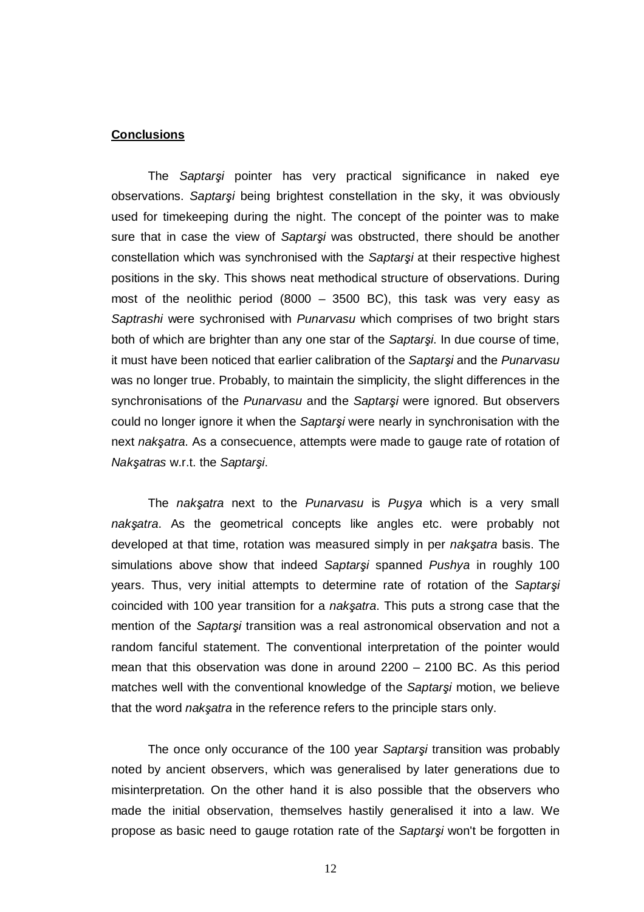**Conclusions**

The *Saptarşi* pointer has very practical significance in naked eye observations. *Saptarşi* being brightest constellation in the sky, it was obviously used for timekeeping during the night. The concept of the pointer was to make sure that in case the view of *Saptarşi* was obstructed, there should be another constellation which was synchronised with the *Saptarşi* at their respective highest positions in the sky. This shows neat methodical structure of observations. During most of the neolithic period (8000 – 3500 BC), this task was very easy as *Saptrashi* were sychronised with *Punarvasu* which comprises of two bright stars both of which are brighter than any one star of the *Saptarşi*. In due course of time, it must have been noticed that earlier calibration of the *Saptarşi* and the *Punarvasu* was no longer true. Probably, to maintain the simplicity, the slight differences in the synchronisations of the *Punarvasu* and the *Saptarşi* were ignored. But observers could no longer ignore it when the *Saptarşi* were nearly in synchronisation with the next *nakşatra*. As a consecuence, attempts were made to gauge rate of rotation of *Nakşatras* w.r.t. the *Saptarşi*.

The *nakşatra* next to the *Punarvasu* is *Puşya* which is a very small *nakşatra*. As the geometrical concepts like angles etc. were probably not developed at that time, rotation was measured simply in per *nakşatra* basis. The simulations above show that indeed *Saptarşi* spanned *Pushya* in roughly 100 years. Thus, very initial attempts to determine rate of rotation of the *Saptarşi* coincided with 100 year transition for a *nakşatra*. This puts a strong case that the mention of the *Saptarşi* transition was a real astronomical observation and not a random fanciful statement. The conventional interpretation of the pointer would mean that this observation was done in around 2200 – 2100 BC. As this period matches well with the conventional knowledge of the *Saptarşi* motion, we believe that the word *nakşatra* in the reference refers to the principle stars only.

The once only occurance of the 100 year *Saptarşi* transition was probably noted by ancient observers, which was generalised by later generations due to misinterpretation. On the other hand it is also possible that the observers who made the initial observation, themselves hastily generalised it into a law. We propose as basic need to gauge rotation rate of the *Saptarşi* won't be forgotten in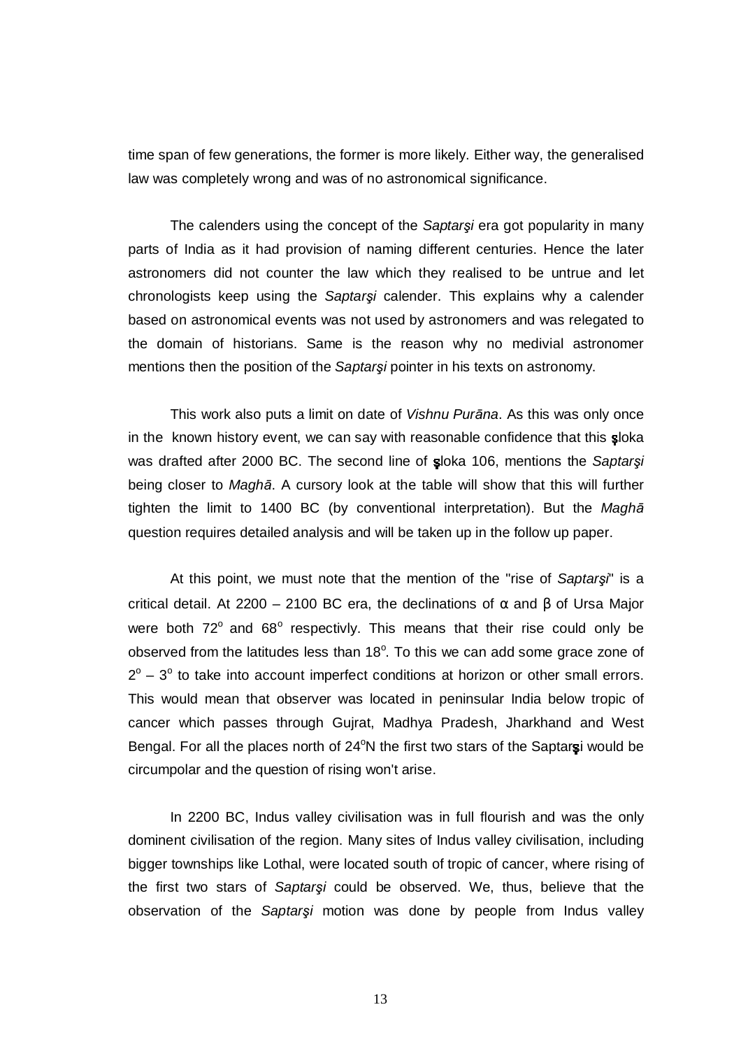time span of few generations, the former is more likely. Either way, the generalised law was completely wrong and was of no astronomical significance.

The calenders using the concept of the *Saptarşi* era got popularity in many parts of India as it had provision of naming different centuries. Hence the later astronomers did not counter the law which they realised to be untrue and let chronologists keep using the *Saptarşi* calender. This explains why a calender based on astronomical events was not used by astronomers and was relegated to the domain of historians. Same is the reason why no medivial astronomer mentions then the position of the *Saptarşi* pointer in his texts on astronomy.

This work also puts a limit on date of *Vishnu Purāna*. As this was only once in the known history event, we can say with reasonable confidence that this şloka was drafted after 2000 BC. The second line of şloka 106, mentions the *Saptarşi* being closer to *Maghā*. A cursory look at the table will show that this will further tighten the limit to 1400 BC (by conventional interpretation). But the *Maghā* question requires detailed analysis and will be taken up in the follow up paper.

At this point, we must note that the mention of the "rise of *Saptarşi*" is a critical detail. At 2200 – 2100 BC era, the declinations of α and β of Ursa Major were both $72^o$ and $68^o$ respectivly. This means that their rise could only be observed from the latitudes less than $18^o$. To this we can add some grace zone of $2^o$ – $3^o$ to take into account imperfect conditions at horizon or other small errors. This would mean that observer was located in peninsular India below tropic of cancer which passes through Gujrat, Madhya Pradesh, Jharkhand and West Bengal. For all the places north of $24^o$N the first two stars of the Saptarşi would be circumpolar and the question of rising won't arise.

In 2200 BC, Indus valley civilisation was in full flourish and was the only dominent civilisation of the region. Many sites of Indus valley civilisation, including bigger townships like Lothal, were located south of tropic of cancer, where rising of the first two stars of *Saptarşi* could be observed. We, thus, believe that the observation of the *Saptarşi* motion was done by people from Indus valley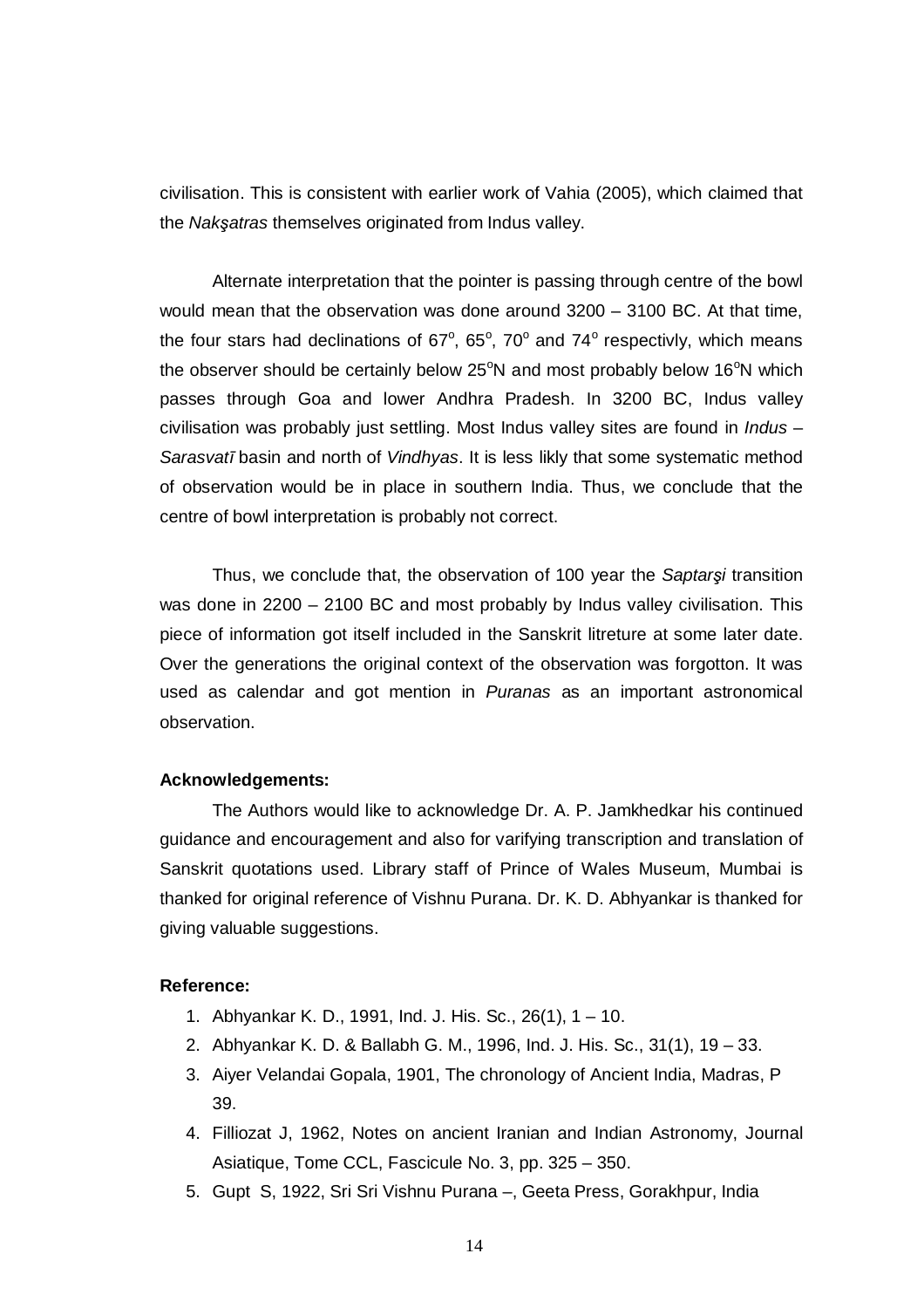civilisation. This is consistent with earlier work of Vahia (2005), which claimed that the *Nakşatras* themselves originated from Indus valley.

Alternate interpretation that the pointer is passing through centre of the bowl would mean that the observation was done around 3200 – 3100 BC. At that time, the four stars had declinations of 67$^o$, 65$^o$, 70$^o$ and 74$^o$ respectivly, which means the observer should be certainly below 25$^o$N and most probably below 16$^o$N which passes through Goa and lower Andhra Pradesh. In 3200 BC, Indus valley civilisation was probably just settling. Most Indus valley sites are found in *Indus – Sarasvatī* basin and north of *Vindhyas*. It is less likly that some systematic method of observation would be in place in southern India. Thus, we conclude that the centre of bowl interpretation is probably not correct.

Thus, we conclude that, the observation of 100 year the *Saptarşi* transition was done in 2200 – 2100 BC and most probably by Indus valley civilisation. This piece of information got itself included in the Sanskrit litreture at some later date. Over the generations the original context of the observation was forgotton. It was used as calendar and got mention in *Puranas* as an important astronomical observation.

**Acknowledgements:**

The Authors would like to acknowledge Dr. A. P. Jamkhedkar his continued guidance and encouragement and also for varifying transcription and translation of Sanskrit quotations used. Library staff of Prince of Wales Museum, Mumbai is thanked for original reference of Vishnu Purana. Dr. K. D. Abhyankar is thanked for giving valuable suggestions.

**Reference:**

1. Abhyankar K. D., 1991, Ind. J. His. Sc., 26(1), 1 – 10.
2. Abhyankar K. D. & Ballabh G. M., 1996, Ind. J. His. Sc., 31(1), 19 – 33.
3. Aiyer Velandai Gopala, 1901, The chronology of Ancient India, Madras, P 39.
4. Filliozat J, 1962, Notes on ancient Iranian and Indian Astronomy, Journal Asiatique, Tome CCL, Fascicule No. 3, pp. 325 – 350.
5. Gupt S, 1922, Sri Sri Vishnu Purana –, Geeta Press, Gorakhpur, India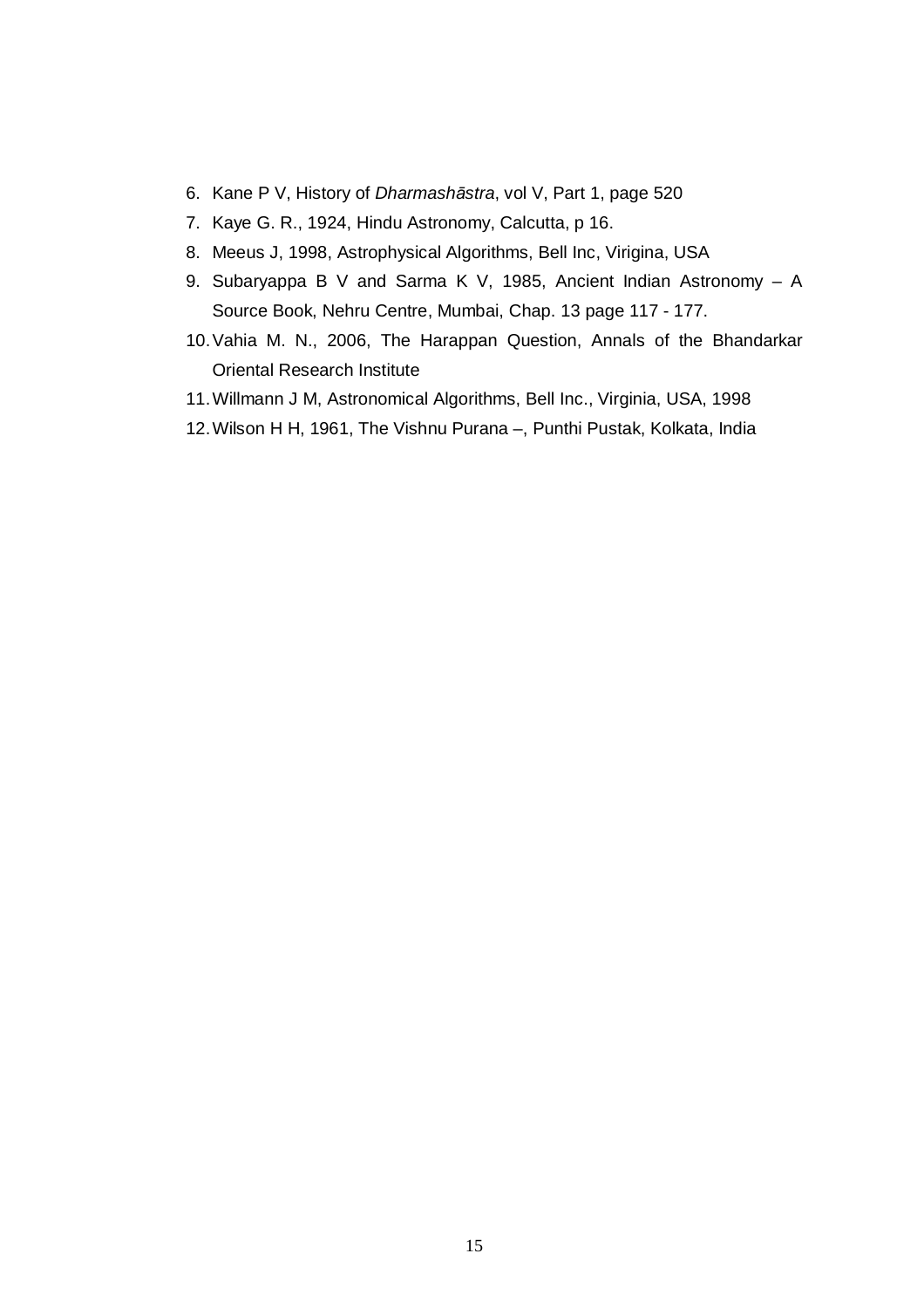6. Kane P V, History of *Dharmashāstra*, vol V, Part 1, page 520
7. Kaye G. R., 1924, Hindu Astronomy, Calcutta, p 16.
8. Meeus J, 1998, Astrophysical Algorithms, Bell Inc, Virigina, USA
9. Subaryappa B V and Sarma K V, 1985, Ancient Indian Astronomy – A Source Book, Nehru Centre, Mumbai, Chap. 13 page 117 - 177.
10. Vahia M. N., 2006, The Harappan Question, Annals of the Bhandarkar Oriental Research Institute
11. Willmann J M, Astronomical Algorithms, Bell Inc., Virginia, USA, 1998
12. Wilson H H, 1961, The Vishnu Purana –, Punthi Pustak, Kolkata, India